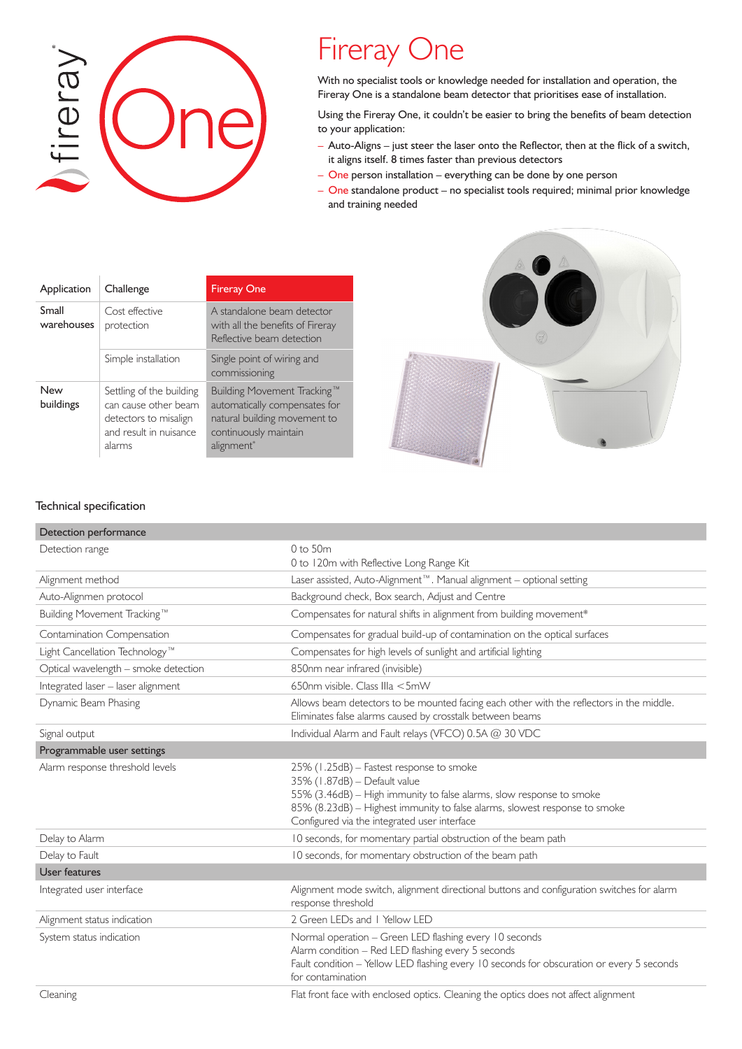# Fireray One

With no specialist tools or knowledge needed for installation and operation, the Fireray One is a standalone beam detector that prioritises ease of installation.

Using the Fireray One, it couldn't be easier to bring the benefits of beam detection to your application:

- Auto-Aligns – just steer the laser onto the Reflector, then at the flick of a switch, it aligns itself. 8 times faster than previous detectors
- One person installation – everything can be done by one person
- One standalone product – no specialist tools required; minimal prior knowledge and training needed

| Application | Challenge | Fireray One |
|---|---|---|
| Small warehouses | Cost effective protection | A standalone beam detector with all the benefits of Fireray Reflective beam detection |
| | Simple installation | Single point of wiring and commissioning |
| New buildings | Settling of the building can cause other beam detectors to misalign and result in nuisance alarms | Building Movement Tracking™ automatically compensates for natural building movement to continuously maintain alignment* |

## Technical specification

| Detection performance | |
|---|---|
| Detection range | 0 to 50m<br>0 to 120m with Reflective Long Range Kit |
| Alignment method | Laser assisted, Auto-Alignment™. Manual alignment – optional setting |
| Auto-Alignmen protocol | Background check, Box search, Adjust and Centre |
| Building Movement Tracking™ | Compensates for natural shifts in alignment from building movement* |
| Contamination Compensation | Compensates for gradual build-up of contamination on the optical surfaces |
| Light Cancellation Technology™ | Compensates for high levels of sunlight and artificial lighting |
| Optical wavelength – smoke detection | 850nm near infrared (invisible) |
| Integrated laser – laser alignment | 650nm visible. Class IIIa <5mW |
| Dynamic Beam Phasing | Allows beam detectors to be mounted facing each other with the reflectors in the middle. Eliminates false alarms caused by crosstalk between beams |
| Signal output | Individual Alarm and Fault relays (VFCO) 0.5A @ 30 VDC |
| **Programmable user settings** | |
| Alarm response threshold levels | 25% (1.25dB) – Fastest response to smoke<br>35% (1.87dB) – Default value<br>55% (3.46dB) – High immunity to false alarms, slow response to smoke<br>85% (8.23dB) – Highest immunity to false alarms, slowest response to smoke<br>Configured via the integrated user interface |
| Delay to Alarm | 10 seconds, for momentary partial obstruction of the beam path |
| Delay to Fault | 10 seconds, for momentary obstruction of the beam path |
| **User features** | |
| Integrated user interface | Alignment mode switch, alignment directional buttons and configuration switches for alarm response threshold |
| Alignment status indication | 2 Green LEDs and 1 Yellow LED |
| System status indication | Normal operation – Green LED flashing every 10 seconds<br>Alarm condition – Red LED flashing every 5 seconds<br>Fault condition – Yellow LED flashing every 10 seconds for obscuration or every 5 seconds for contamination |
| Cleaning | Flat front face with enclosed optics. Cleaning the optics does not affect alignment |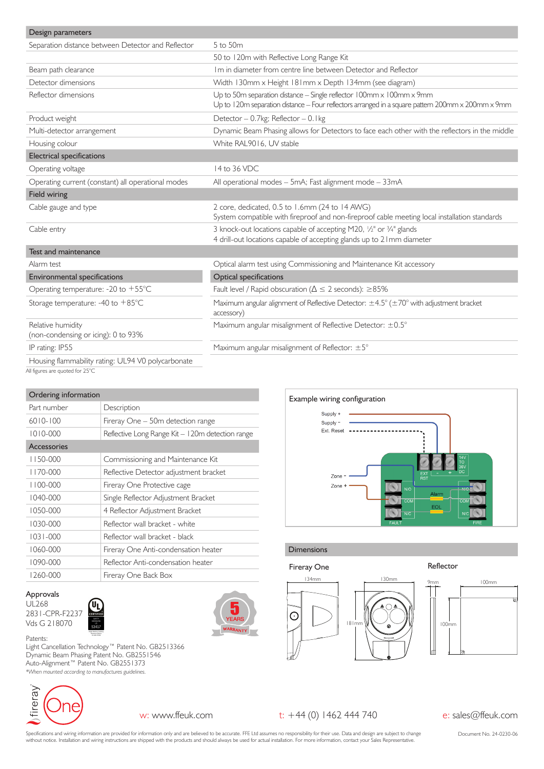| Design parameters | |
|---|---|
| Separation distance between Detector and Reflector | 5 to 50m |
| | 50 to 120m with Reflective Long Range Kit |
| Beam path clearance | 1m in diameter from centre line between Detector and Reflector |
| Detector dimensions | Width 130mm x Height 181mm x Depth 134mm (see diagram) |
| Reflector dimensions | Up to 50m separation distance – Single reflector 100mm x 100mm x 9mm<br>Up to 120m separation distance – Four reflectors arranged in a square pattern 200mm x 200mm x 9mm |
| Product weight | Detector – 0.7kg; Reflector – 0.1kg |
| Multi-detector arrangement | Dynamic Beam Phasing allows for Detectors to face each other with the reflectors in the middle |
| Housing colour | White RAL9016, UV stable |
| **Electrical specifications** | |
| Operating voltage | 14 to 36 VDC |
| Operating current (constant) all operational modes | All operational modes – 5mA; Fast alignment mode – 33mA |
| **Field wiring** | |
| Cable gauge and type | 2 core, dedicated, 0.5 to 1.6mm (24 to 14 AWG)<br>System compatible with fireproof and non-fireproof cable meeting local installation standards |
| Cable entry | 3 knock-out locations capable of accepting M20, ½" or ¾" glands<br>4 drill-out locations capable of accepting glands up to 21mm diameter |
| **Test and maintenance** | |
| Alarm test | Optical alarm test using Commissioning and Maintenance Kit accessory |

| Environmental specifications | Optical specifications |
|---|---|
| Operating temperature: -20 to +55°C | Fault level / Rapid obscuration (Δ ≤ 2 seconds): ≥85% |
| Storage temperature: -40 to +85°C | Maximum angular alignment of Reflective Detector: ±4.5° (±70° with adjustment bracket accessory) |
| Relative humidity (non-condensing or icing): 0 to 93% | Maximum angular misalignment of Reflective Detector: ±0.5° |
| IP rating: IP55 | Maximum angular misalignment of Reflector: ±5° |
| Housing flammability rating: UL94 V0 polycarbonate | |

All figures are quoted for 25°C

| Ordering information | |
|---|---|
| Part number | Description |
| 6010-100 | Fireray One – 50m detection range |
| 1010-000 | Reflective Long Range Kit – 120m detection range |
| **Accessories** | |
| 1150-000 | Commissioning and Maintenance Kit |
| 1170-000 | Reflective Detector adjustment bracket |
| 1100-000 | Fireray One Protective cage |
| 1040-000 | Single Reflector Adjustment Bracket |
| 1050-000 | 4 Reflector Adjustment Bracket |
| 1030-000 | Reflector wall bracket - white |
| 1031-000 | Reflector wall bracket - black |
| 1060-000 | Fireray One Anti-condensation heater |
| 1090-000 | Reflector Anti-condensation heater |
| 1260-000 | Fireray One Back Box |

### Example wiring configuration

Supply +
Supply −
Ext. Reset
Zone −
Zone +
EXT RST
14V TO 36V DC
N/O
COM
N/C
FAULT
Alarm
EOL
FIRE

### Dimensions

Fireray One

134mm
130mm
181mm

Reflector

9mm
100mm
100mm

### Approvals

UL268
2831-CPR-F2237
Vds G 218070

5 YEARS WARRANTY

Patents:
Light Cancellation Technology™ Patent No. GB2513366
Dynamic Beam Phasing Patent No. GB2551546
Auto-Alignment™ Patent No. GB2551373
*When mounted according to manufactures guidelines.

fireray One

w: www.ffeuk.com t: +44 (0) 1462 444 740 e: sales@ffeuk.com

Specifications and wiring information are provided for information only and are believed to be accurate. FFE Ltd assumes no responsibility for their use. Data and design are subject to change without notice. Installation and wiring instructions are shipped with the products and should always be used for actual installation. For more information, contact your Sales Representative.

Document No. 24-0230-06